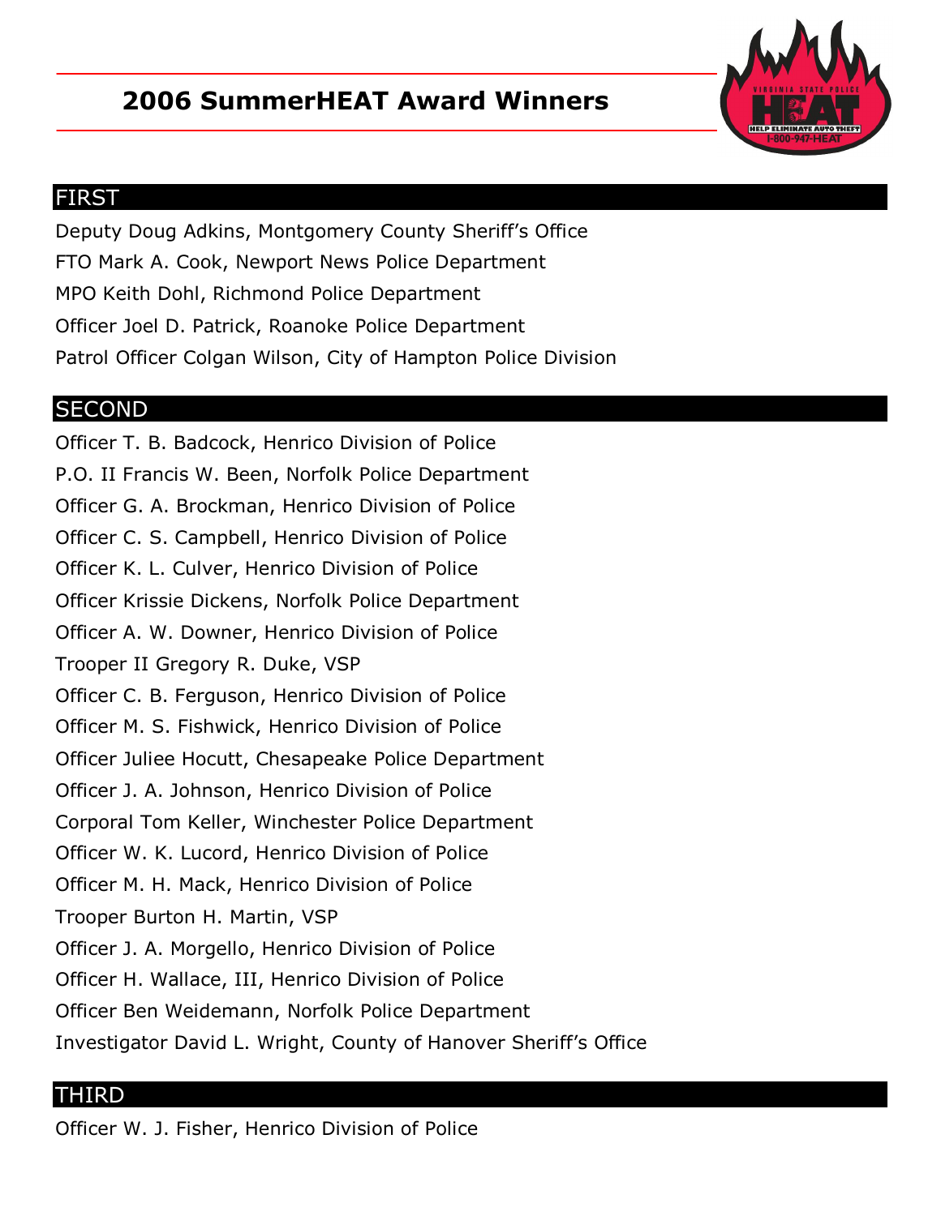# 2006 SummerHEAT Award Winners

## FIRST

Deputy Doug Adkins, Montgomery County Sheriff's Office

FTO Mark A. Cook, Newport News Police Department

MPO Keith Dohl, Richmond Police Department

Officer Joel D. Patrick, Roanoke Police Department

Patrol Officer Colgan Wilson, City of Hampton Police Division

## SECOND

Officer T. B. Badcock, Henrico Division of Police

P.O. II Francis W. Been, Norfolk Police Department

Officer G. A. Brockman, Henrico Division of Police

Officer C. S. Campbell, Henrico Division of Police

Officer K. L. Culver, Henrico Division of Police

Officer Krissie Dickens, Norfolk Police Department

Officer A. W. Downer, Henrico Division of Police

Trooper II Gregory R. Duke, VSP

Officer C. B. Ferguson, Henrico Division of Police

Officer M. S. Fishwick, Henrico Division of Police

Officer Juliee Hocutt, Chesapeake Police Department

Officer J. A. Johnson, Henrico Division of Police

Corporal Tom Keller, Winchester Police Department

Officer W. K. Lucord, Henrico Division of Police

Officer M. H. Mack, Henrico Division of Police

Trooper Burton H. Martin, VSP

Officer J. A. Morgello, Henrico Division of Police

Officer H. Wallace, III, Henrico Division of Police

Officer Ben Weidemann, Norfolk Police Department

Investigator David L. Wright, County of Hanover Sheriff's Office

## THIRD

Officer W. J. Fisher, Henrico Division of Police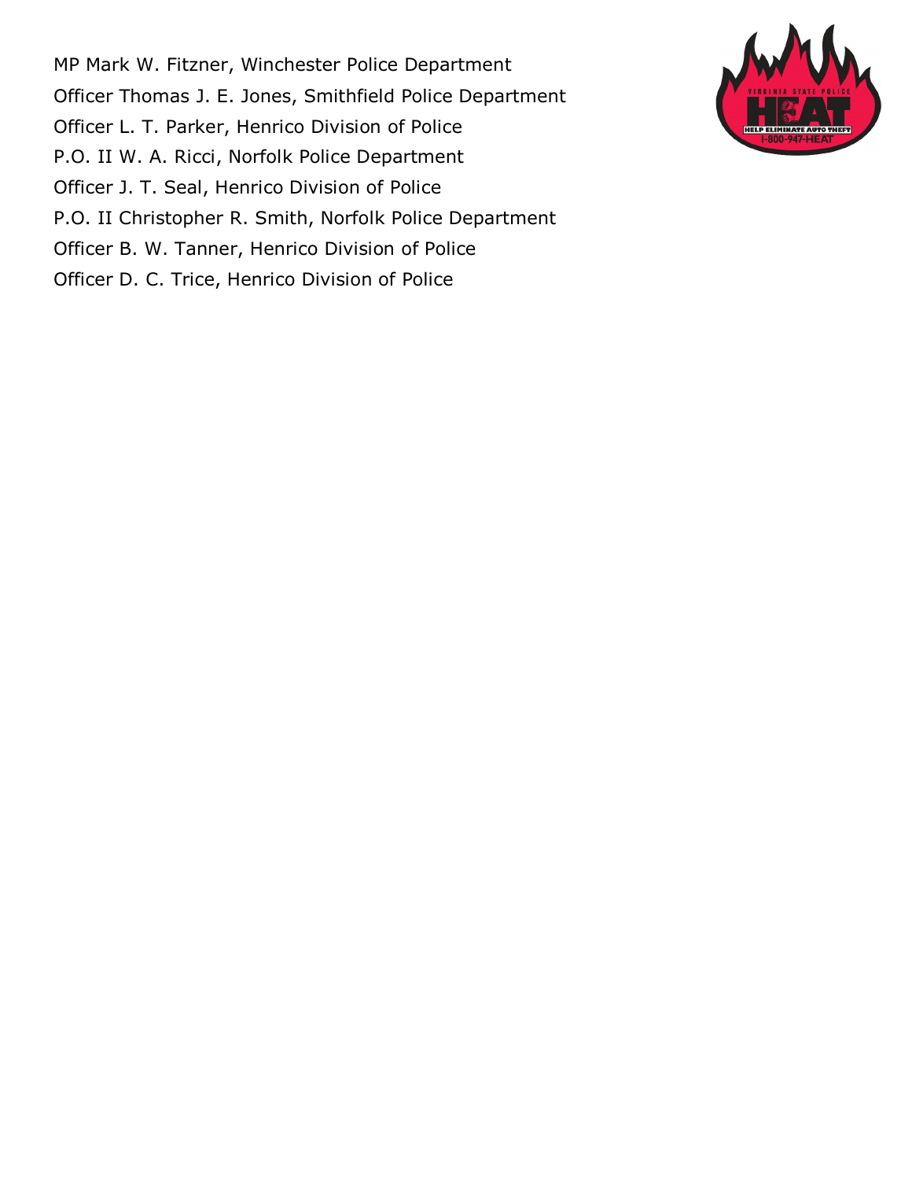MP Mark W. Fitzner, Winchester Police Department

Officer Thomas J. E. Jones, Smithfield Police Department

Officer L. T. Parker, Henrico Division of Police

P.O. II W. A. Ricci, Norfolk Police Department

Officer J. T. Seal, Henrico Division of Police

P.O. II Christopher R. Smith, Norfolk Police Department

Officer B. W. Tanner, Henrico Division of Police

Officer D. C. Trice, Henrico Division of Police